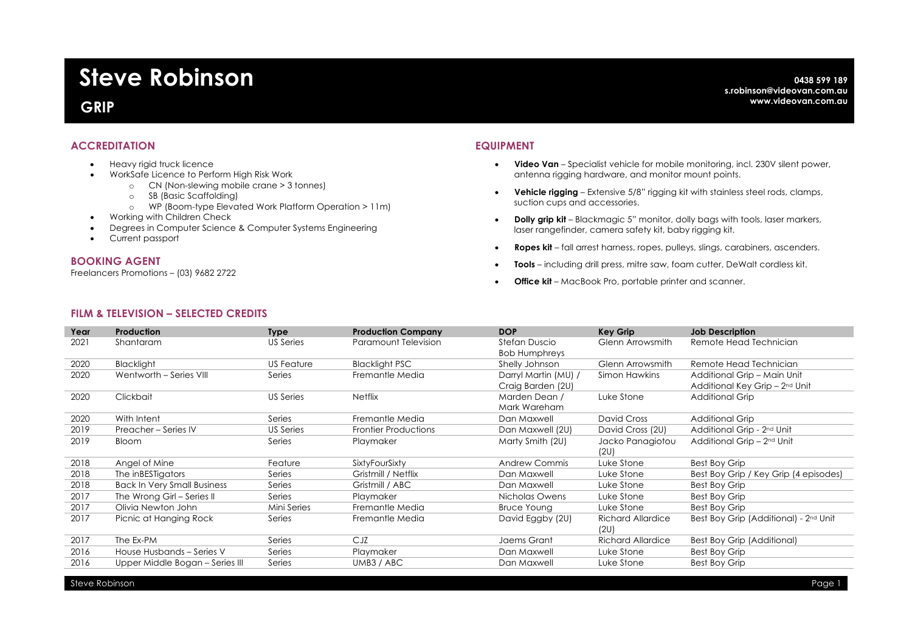# Steve Robinson

## GRIP

**0438 599 189**
**s.robinson@videovan.com.au**
**www.videovan.com.au**

### ACCREDITATION

- Heavy rigid truck licence
- WorkSafe Licence to Perform High Risk Work
  - CN (Non-slewing mobile crane > 3 tonnes)
  - SB (Basic Scaffolding)
  - WP (Boom-type Elevated Work Platform Operation > 11m)
- Working with Children Check
- Degrees in Computer Science & Computer Systems Engineering
- Current passport

### BOOKING AGENT

Freelancers Promotions – (03) 9682 2722

### EQUIPMENT

- **Video Van** – Specialist vehicle for mobile monitoring, incl. 230V silent power, antenna rigging hardware, and monitor mount points.
- **Vehicle rigging** – Extensive 5/8" rigging kit with stainless steel rods, clamps, suction cups and accessories.
- **Dolly grip kit** – Blackmagic 5" monitor, dolly bags with tools, laser markers, laser rangefinder, camera safety kit, baby rigging kit.
- **Ropes kit** – fall arrest harness, ropes, pulleys, slings, carabiners, ascenders.
- **Tools** – including drill press, mitre saw, foam cutter, DeWalt cordless kit.
- **Office kit** – MacBook Pro, portable printer and scanner.

### FILM & TELEVISION – SELECTED CREDITS

| Year | Production | Type | Production Company | DOP | Key Grip | Job Description |
|---|---|---|---|---|---|---|
| 2021 | Shantaram | US Series | Paramount Television | Stefan Duscio<br>Bob Humphreys | Glenn Arrowsmith | Remote Head Technician |
| 2020 | Blacklight | US Feature | Blacklight PSC | Shelly Johnson | Glenn Arrowsmith | Remote Head Technician |
| 2020 | Wentworth – Series VIII | Series | Fremantle Media | Darryl Martin (MU) /<br>Craig Barden (2U) | Simon Hawkins | Additional Grip – Main Unit<br>Additional Key Grip – 2nd Unit |
| 2020 | Clickbait | US Series | Netflix | Marden Dean /<br>Mark Wareham | Luke Stone | Additional Grip |
| 2020 | With Intent | Series | Fremantle Media | Dan Maxwell | David Cross | Additional Grip |
| 2019 | Preacher – Series IV | US Series | Frontier Productions | Dan Maxwell (2U) | David Cross (2U) | Additional Grip - 2nd Unit |
| 2019 | Bloom | Series | Playmaker | Marty Smith (2U) | Jacko Panagiotou (2U) | Additional Grip – 2nd Unit |
| 2018 | Angel of Mine | Feature | SixtyFourSixty | Andrew Commis | Luke Stone | Best Boy Grip |
| 2018 | The inBESTigators | Series | Gristmill / Netflix | Dan Maxwell | Luke Stone | Best Boy Grip / Key Grip (4 episodes) |
| 2018 | Back In Very Small Business | Series | Gristmill / ABC | Dan Maxwell | Luke Stone | Best Boy Grip |
| 2017 | The Wrong Girl – Series II | Series | Playmaker | Nicholas Owens | Luke Stone | Best Boy Grip |
| 2017 | Olivia Newton John | Mini Series | Fremantle Media | Bruce Young | Luke Stone | Best Boy Grip |
| 2017 | Picnic at Hanging Rock | Series | Fremantle Media | David Eggby (2U) | Richard Allardice (2U) | Best Boy Grip (Additional) - 2nd Unit |
| 2017 | The Ex-PM | Series | CJZ | Jaems Grant | Richard Allardice | Best Boy Grip (Additional) |
| 2016 | House Husbands – Series V | Series | Playmaker | Dan Maxwell | Luke Stone | Best Boy Grip |
| 2016 | Upper Middle Bogan – Series III | Series | UMB3 / ABC | Dan Maxwell | Luke Stone | Best Boy Grip |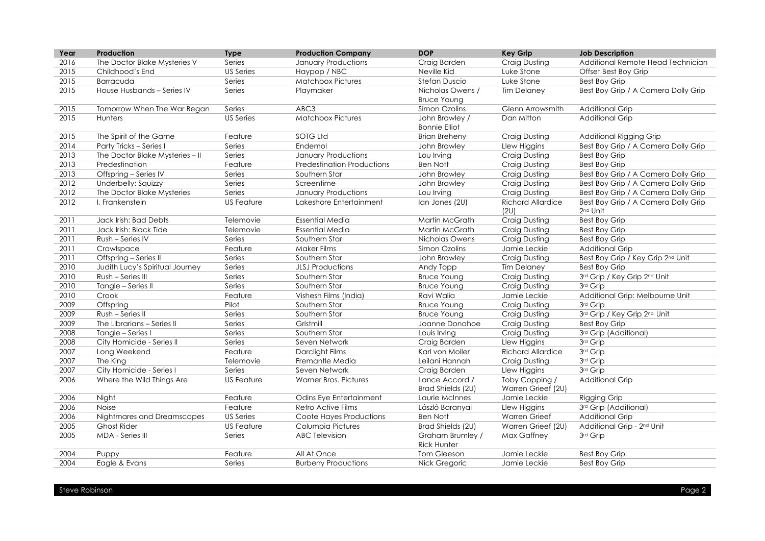| Year | Production | Type | Production Company | DOP | Key Grip | Job Description |
|---|---|---|---|---|---|---|
| 2016 | The Doctor Blake Mysteries V | Series | January Productions | Craig Barden | Craig Dusting | Additional Remote Head Technician |
| 2015 | Childhood's End | US Series | Haypop / NBC | Neville Kid | Luke Stone | Offset Best Boy Grip |
| 2015 | Barracuda | Series | Matchbox Pictures | Stefan Duscio | Luke Stone | Best Boy Grip |
| 2015 | House Husbands – Series IV | Series | Playmaker | Nicholas Owens / Bruce Young | Tim Delaney | Best Boy Grip / A Camera Dolly Grip |
| 2015 | Tomorrow When The War Began | Series | ABC3 | Simon Ozolins | Glenn Arrowsmith | Additional Grip |
| 2015 | Hunters | US Series | Matchbox Pictures | John Brawley / Bonnie Elliot | Dan Mitton | Additional Grip |
| 2015 | The Spirit of the Game | Feature | SOTG Ltd | Brian Breheny | Craig Dusting | Additional Rigging Grip |
| 2014 | Party Tricks – Series I | Series | Endemol | John Brawley | Llew Higgins | Best Boy Grip / A Camera Dolly Grip |
| 2013 | The Doctor Blake Mysteries – II | Series | January Productions | Lou Irving | Craig Dusting | Best Boy Grip |
| 2013 | Predestination | Feature | Predestination Productions | Ben Nott | Craig Dusting | Best Boy Grip |
| 2013 | Offspring – Series IV | Series | Southern Star | John Brawley | Craig Dusting | Best Boy Grip / A Camera Dolly Grip |
| 2012 | Underbelly: Squizzy | Series | Screentime | John Brawley | Craig Dusting | Best Boy Grip / A Camera Dolly Grip |
| 2012 | The Doctor Blake Mysteries | Series | January Productions | Lou Irving | Craig Dusting | Best Boy Grip / A Camera Dolly Grip |
| 2012 | I, Frankenstein | US Feature | Lakeshore Entertainment | Ian Jones (2U) | Richard Allardice (2U) | Best Boy Grip / A Camera Dolly Grip 2nd Unit |
| 2011 | Jack Irish: Bad Debts | Telemovie | Essential Media | Martin McGrath | Craig Dusting | Best Boy Grip |
| 2011 | Jack Irish: Black Tide | Telemovie | Essential Media | Martin McGrath | Craig Dusting | Best Boy Grip |
| 2011 | Rush – Series IV | Series | Southern Star | Nicholas Owens | Craig Dusting | Best Boy Grip |
| 2011 | Crawlspace | Feature | Maker Films | Simon Ozolins | Jamie Leckie | Additional Grip |
| 2011 | Offspring – Series II | Series | Southern Star | John Brawley | Craig Dusting | Best Boy Grip / Key Grip 2nd Unit |
| 2010 | Judith Lucy's Spiritual Journey | Series | JLSJ Productions | Andy Topp | Tim Delaney | Best Boy Grip |
| 2010 | Rush – Series III | Series | Southern Star | Bruce Young | Craig Dusting | 3rd Grip / Key Grip 2nd Unit |
| 2010 | Tangle – Series II | Series | Southern Star | Bruce Young | Craig Dusting | 3rd Grip |
| 2010 | Crook | Feature | Vishesh Films (India) | Ravi Walia | Jamie Leckie | Additional Grip: Melbourne Unit |
| 2009 | Offspring | Pilot | Southern Star | Bruce Young | Craig Dusting | 3rd Grip |
| 2009 | Rush – Series II | Series | Southern Star | Bruce Young | Craig Dusting | 3rd Grip / Key Grip 2nd Unit |
| 2009 | The Librarians – Series II | Series | Gristmill | Joanne Donahoe | Craig Dusting | Best Boy Grip |
| 2008 | Tangle – Series I | Series | Southern Star | Louis Irving | Craig Dusting | 3rd Grip (Additional) |
| 2008 | City Homicide - Series II | Series | Seven Network | Craig Barden | Llew Higgins | 3rd Grip |
| 2007 | Long Weekend | Feature | Darclight Films | Karl von Moller | Richard Allardice | 3rd Grip |
| 2007 | The King | Telemovie | Fremantle Media | Leilani Hannah | Craig Dusting | 3rd Grip |
| 2007 | City Homicide - Series I | Series | Seven Network | Craig Barden | Llew Higgins | 3rd Grip |
| 2006 | Where the Wild Things Are | US Feature | Warner Bros. Pictures | Lance Accord / Brad Shields (2U) | Toby Copping / Warren Grieef (2U) | Additional Grip |
| 2006 | Night | Feature | Odins Eye Entertainment | Laurie McInnes | Jamie Leckie | Rigging Grip |
| 2006 | Noise | Feature | Retro Active Films | László Baranyai | Llew Higgins | 3rd Grip (Additional) |
| 2006 | Nightmares and Dreamscapes | US Series | Coote Hayes Productions | Ben Nott | Warren Grieef | Additional Grip |
| 2005 | Ghost Rider | US Feature | Columbia Pictures | Brad Shields (2U) | Warren Grieef (2U) | Additional Grip - 2nd Unit |
| 2005 | MDA - Series III | Series | ABC Television | Graham Brumley / Rick Hunter | Max Gaffney | 3rd Grip |
| 2004 | Puppy | Feature | All At Once | Tom Gleeson | Jamie Leckie | Best Boy Grip |
| 2004 | Eagle & Evans | Series | Burberry Productions | Nick Gregoric | Jamie Leckie | Best Boy Grip |